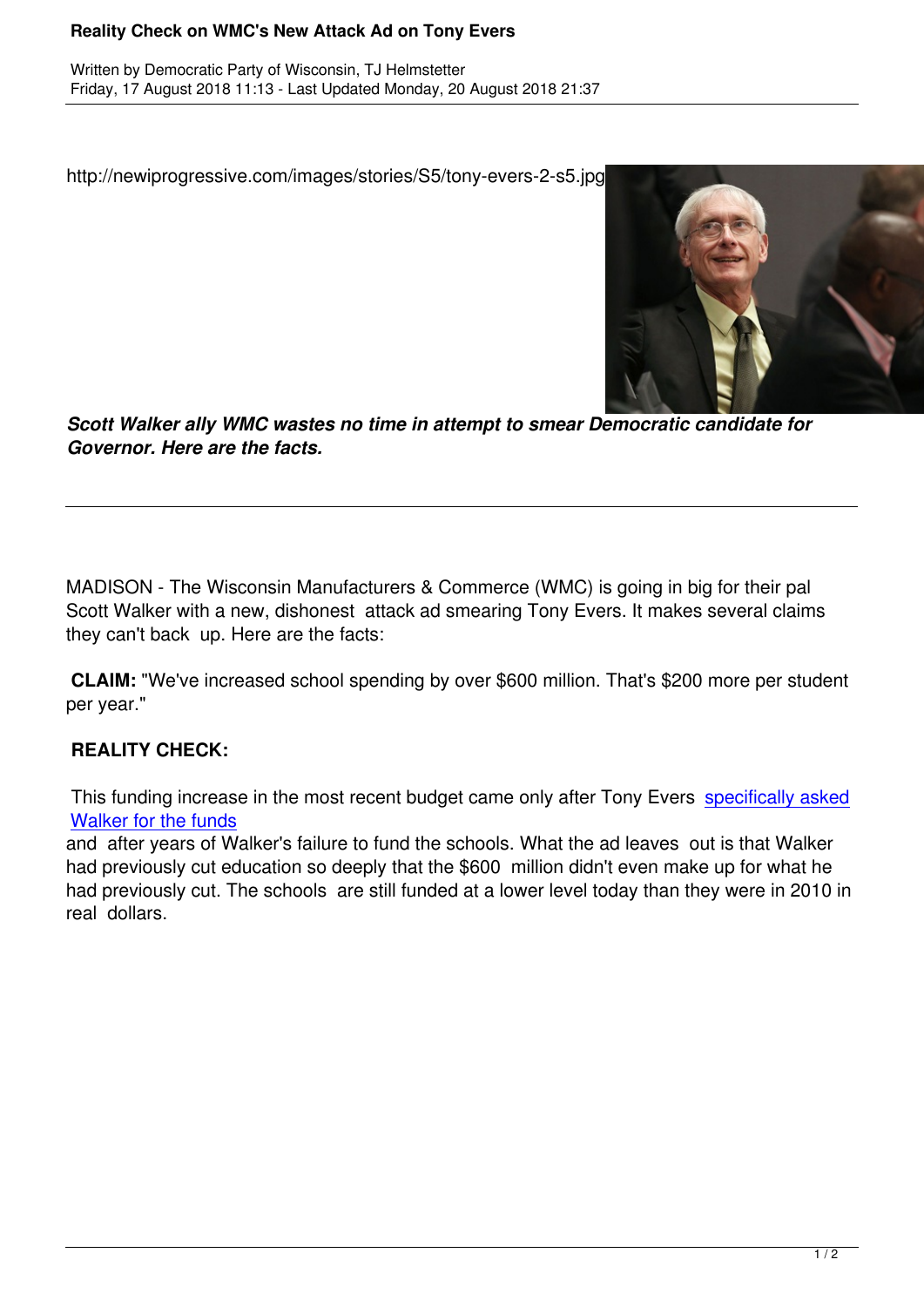# Reality Check on WMC's New Attack Ad on Tony Evers

Written by Democratic Party of Wisconsin, TJ Helmstetter
Friday, 17 August 2018 11:13 - Last Updated Monday, 20 August 2018 21:37

http://newiprogressive.com/images/stories/S5/tony-evers-2-s5.jpg

***Scott Walker ally WMC wastes no time in attempt to smear Democratic candidate for Governor. Here are the facts.***

---

MADISON - The Wisconsin Manufacturers & Commerce (WMC) is going in big for their pal Scott Walker with a new, dishonest attack ad smearing Tony Evers. It makes several claims they can't back up. Here are the facts:

**CLAIM:** "We've increased school spending by over $600 million. That's $200 more per student per year."

**REALITY CHECK:**

This funding increase in the most recent budget came only after Tony Evers specifically asked Walker for the funds and after years of Walker's failure to fund the schools. What the ad leaves out is that Walker had previously cut education so deeply that the $600 million didn't even make up for what he had previously cut. The schools are still funded at a lower level today than they were in 2010 in real dollars.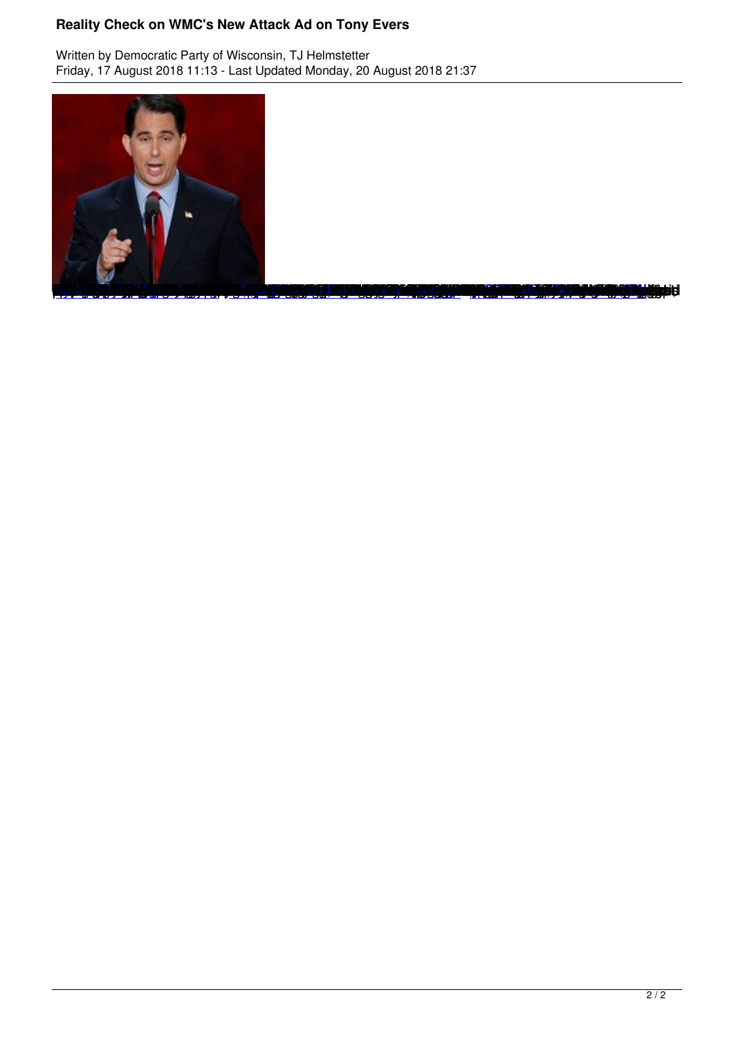# Reality Check on WMC's New Attack Ad on Tony Evers

Written by Democratic Party of Wisconsin, TJ Helmstetter
Friday, 17 August 2018 11:13 - Last Updated Monday, 20 August 2018 21:37